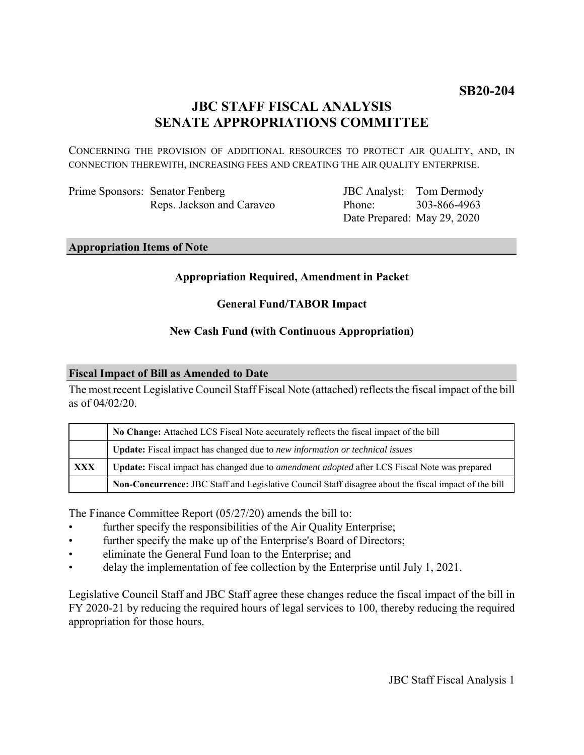**SB20-204**

# JBC STAFF FISCAL ANALYSIS
# SENATE APPROPRIATIONS COMMITTEE

CONCERNING THE PROVISION OF ADDITIONAL RESOURCES TO PROTECT AIR QUALITY, AND, IN CONNECTION THEREWITH, INCREASING FEES AND CREATING THE AIR QUALITY ENTERPRISE.

Prime Sponsors: Senator Fenberg
Reps. Jackson and Caraveo

JBC Analyst: Tom Dermody
Phone: 303-866-4963
Date Prepared: May 29, 2020

## Appropriation Items of Note

**Appropriation Required, Amendment in Packet**

**General Fund/TABOR Impact**

**New Cash Fund (with Continuous Appropriation)**

## Fiscal Impact of Bill as Amended to Date

The most recent Legislative Council Staff Fiscal Note (attached) reflects the fiscal impact of the bill as of 04/02/20.

| | |
|---|---|
| | **No Change:** Attached LCS Fiscal Note accurately reflects the fiscal impact of the bill |
| | **Update:** Fiscal impact has changed due to *new information or technical issues* |
| **XXX** | **Update:** Fiscal impact has changed due to *amendment adopted* after LCS Fiscal Note was prepared |
| | **Non-Concurrence:** JBC Staff and Legislative Council Staff disagree about the fiscal impact of the bill |

The Finance Committee Report (05/27/20) amends the bill to:

- further specify the responsibilities of the Air Quality Enterprise;
- further specify the make up of the Enterprise's Board of Directors;
- eliminate the General Fund loan to the Enterprise; and
- delay the implementation of fee collection by the Enterprise until July 1, 2021.

Legislative Council Staff and JBC Staff agree these changes reduce the fiscal impact of the bill in FY 2020-21 by reducing the required hours of legal services to 100, thereby reducing the required appropriation for those hours.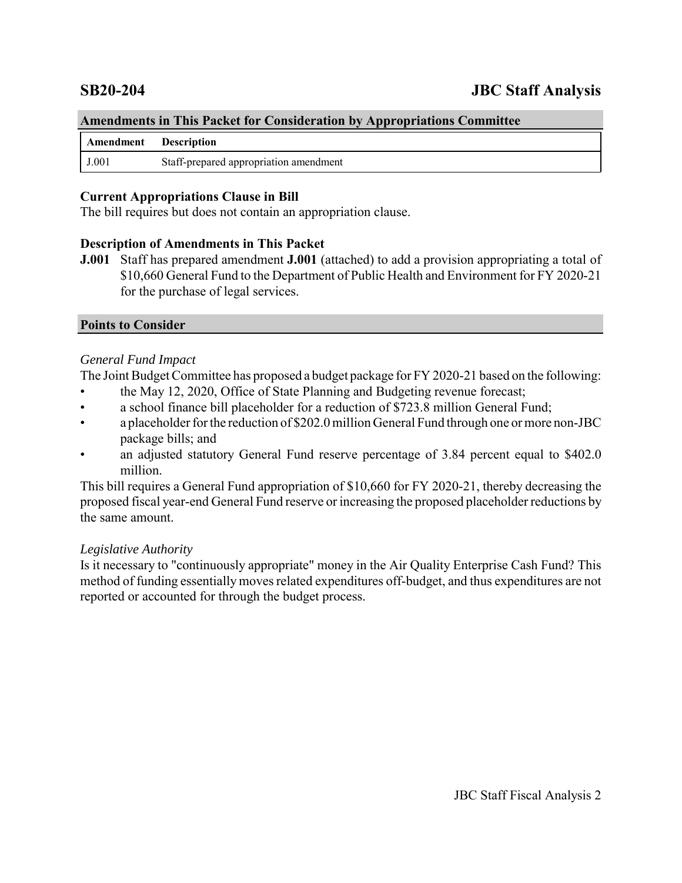# SB20-204 JBC Staff Analysis

## Amendments in This Packet for Consideration by Appropriations Committee

| Amendment | Description |
|---|---|
| J.001 | Staff-prepared appropriation amendment |

### Current Appropriations Clause in Bill

The bill requires but does not contain an appropriation clause.

### Description of Amendments in This Packet

**J.001** Staff has prepared amendment **J.001** (attached) to add a provision appropriating a total of $10,660 General Fund to the Department of Public Health and Environment for FY 2020-21 for the purchase of legal services.

## Points to Consider

*General Fund Impact*

The Joint Budget Committee has proposed a budget package for FY 2020-21 based on the following:

- the May 12, 2020, Office of State Planning and Budgeting revenue forecast;
- a school finance bill placeholder for a reduction of $723.8 million General Fund;
- a placeholder for the reduction of $202.0 million General Fund through one or more non-JBC package bills; and
- an adjusted statutory General Fund reserve percentage of 3.84 percent equal to $402.0 million.

This bill requires a General Fund appropriation of $10,660 for FY 2020-21, thereby decreasing the proposed fiscal year-end General Fund reserve or increasing the proposed placeholder reductions by the same amount.

*Legislative Authority*

Is it necessary to "continuously appropriate" money in the Air Quality Enterprise Cash Fund? This method of funding essentially moves related expenditures off-budget, and thus expenditures are not reported or accounted for through the budget process.